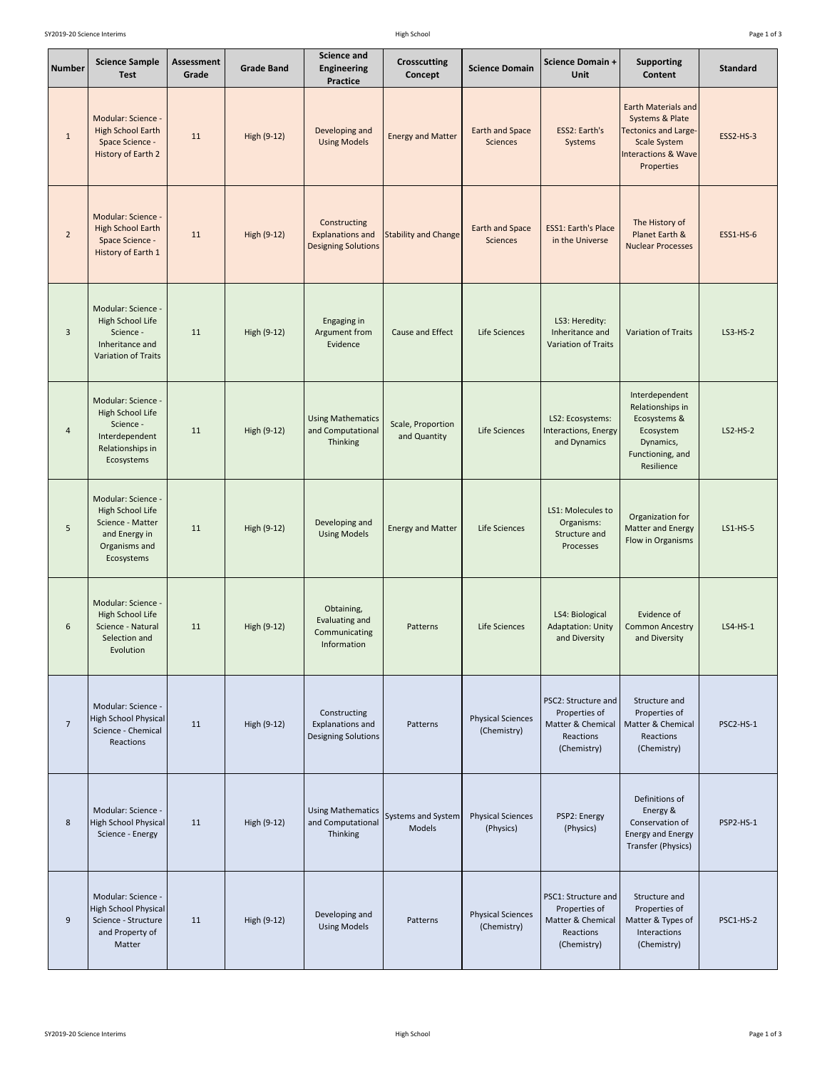| Number | Science Sample Test | Assessment Grade | Grade Band | Science and Engineering Practice | Crosscutting Concept | Science Domain | Science Domain + Unit | Supporting Content | Standard |
|---|---|---|---|---|---|---|---|---|---|
| 1 | Modular: Science - High School Earth Space Science - History of Earth 2 | 11 | High (9-12) | Developing and Using Models | Energy and Matter | Earth and Space Sciences | ESS2: Earth's Systems | Earth Materials and Systems & Plate Tectonics and Large-Scale System Interactions & Wave Properties | ESS2-HS-3 |
| 2 | Modular: Science - High School Earth Space Science - History of Earth 1 | 11 | High (9-12) | Constructing Explanations and Designing Solutions | Stability and Change | Earth and Space Sciences | ESS1: Earth's Place in the Universe | The History of Planet Earth & Nuclear Processes | ESS1-HS-6 |
| 3 | Modular: Science - High School Life Science - Inheritance and Variation of Traits | 11 | High (9-12) | Engaging in Argument from Evidence | Cause and Effect | Life Sciences | LS3: Heredity: Inheritance and Variation of Traits | Variation of Traits | LS3-HS-2 |
| 4 | Modular: Science - High School Life Science - Interdependent Relationships in Ecosystems | 11 | High (9-12) | Using Mathematics and Computational Thinking | Scale, Proportion and Quantity | Life Sciences | LS2: Ecosystems: Interactions, Energy and Dynamics | Interdependent Relationships in Ecosystems & Ecosystem Dynamics, Functioning, and Resilience | LS2-HS-2 |
| 5 | Modular: Science - High School Life Science - Matter and Energy in Organisms and Ecosystems | 11 | High (9-12) | Developing and Using Models | Energy and Matter | Life Sciences | LS1: Molecules to Organisms: Structure and Processes | Organization for Matter and Energy Flow in Organisms | LS1-HS-5 |
| 6 | Modular: Science - High School Life Science - Natural Selection and Evolution | 11 | High (9-12) | Obtaining, Evaluating and Communicating Information | Patterns | Life Sciences | LS4: Biological Adaptation: Unity and Diversity | Evidence of Common Ancestry and Diversity | LS4-HS-1 |
| 7 | Modular: Science - High School Physical Science - Chemical Reactions | 11 | High (9-12) | Constructing Explanations and Designing Solutions | Patterns | Physical Sciences (Chemistry) | PSC2: Structure and Properties of Matter & Chemical Reactions (Chemistry) | Structure and Properties of Matter & Chemical Reactions (Chemistry) | PSC2-HS-1 |
| 8 | Modular: Science - High School Physical Science - Energy | 11 | High (9-12) | Using Mathematics and Computational Thinking | Systems and System Models | Physical Sciences (Physics) | PSP2: Energy (Physics) | Definitions of Energy & Conservation of Energy and Energy Transfer (Physics) | PSP2-HS-1 |
| 9 | Modular: Science - High School Physical Science - Structure and Property of Matter | 11 | High (9-12) | Developing and Using Models | Patterns | Physical Sciences (Chemistry) | PSC1: Structure and Properties of Matter & Chemical Reactions (Chemistry) | Structure and Properties of Matter & Types of Interactions (Chemistry) | PSC1-HS-2 |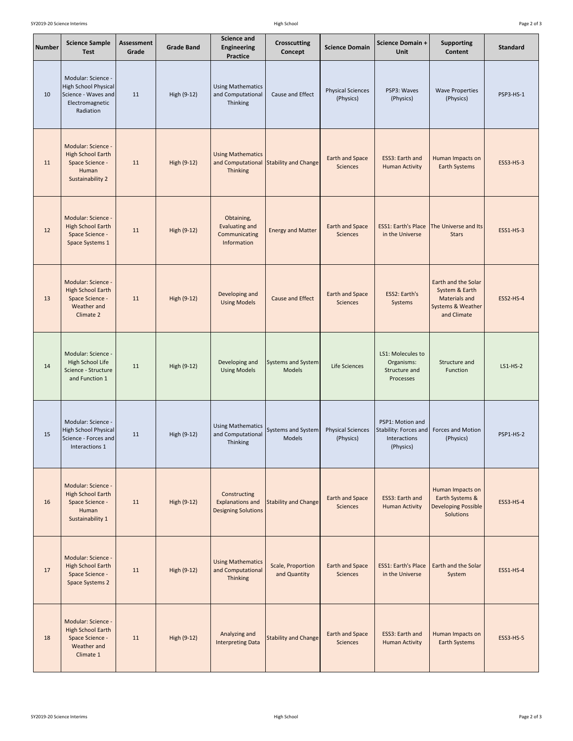| Number | Science Sample Test | Assessment Grade | Grade Band | Science and Engineering Practice | Crosscutting Concept | Science Domain | Science Domain + Unit | Supporting Content | Standard |
|---|---|---|---|---|---|---|---|---|---|
| 10 | Modular: Science - High School Physical Science - Waves and Electromagnetic Radiation | 11 | High (9-12) | Using Mathematics and Computational Thinking | Cause and Effect | Physical Sciences (Physics) | PSP3: Waves (Physics) | Wave Properties (Physics) | PSP3-HS-1 |
| 11 | Modular: Science - High School Earth Space Science - Human Sustainability 2 | 11 | High (9-12) | Using Mathematics and Computational Thinking | Stability and Change | Earth and Space Sciences | ESS3: Earth and Human Activity | Human Impacts on Earth Systems | ESS3-HS-3 |
| 12 | Modular: Science - High School Earth Space Science - Space Systems 1 | 11 | High (9-12) | Obtaining, Evaluating and Communicating Information | Energy and Matter | Earth and Space Sciences | ESS1: Earth's Place in the Universe | The Universe and Its Stars | ESS1-HS-3 |
| 13 | Modular: Science - High School Earth Space Science - Weather and Climate 2 | 11 | High (9-12) | Developing and Using Models | Cause and Effect | Earth and Space Sciences | ESS2: Earth's Systems | Earth and the Solar System & Earth Materials and Systems & Weather and Climate | ESS2-HS-4 |
| 14 | Modular: Science - High School Life Science - Structure and Function 1 | 11 | High (9-12) | Developing and Using Models | Systems and System Models | Life Sciences | LS1: Molecules to Organisms: Structure and Processes | Structure and Function | LS1-HS-2 |
| 15 | Modular: Science - High School Physical Science - Forces and Interactions 1 | 11 | High (9-12) | Using Mathematics and Computational Thinking | Systems and System Models | Physical Sciences (Physics) | PSP1: Motion and Stability: Forces and Interactions (Physics) | Forces and Motion (Physics) | PSP1-HS-2 |
| 16 | Modular: Science - High School Earth Space Science - Human Sustainability 1 | 11 | High (9-12) | Constructing Explanations and Designing Solutions | Stability and Change | Earth and Space Sciences | ESS3: Earth and Human Activity | Human Impacts on Earth Systems & Developing Possible Solutions | ESS3-HS-4 |
| 17 | Modular: Science - High School Earth Space Science - Space Systems 2 | 11 | High (9-12) | Using Mathematics and Computational Thinking | Scale, Proportion and Quantity | Earth and Space Sciences | ESS1: Earth's Place in the Universe | Earth and the Solar System | ESS1-HS-4 |
| 18 | Modular: Science - High School Earth Space Science - Weather and Climate 1 | 11 | High (9-12) | Analyzing and Interpreting Data | Stability and Change | Earth and Space Sciences | ESS3: Earth and Human Activity | Human Impacts on Earth Systems | ESS3-HS-5 |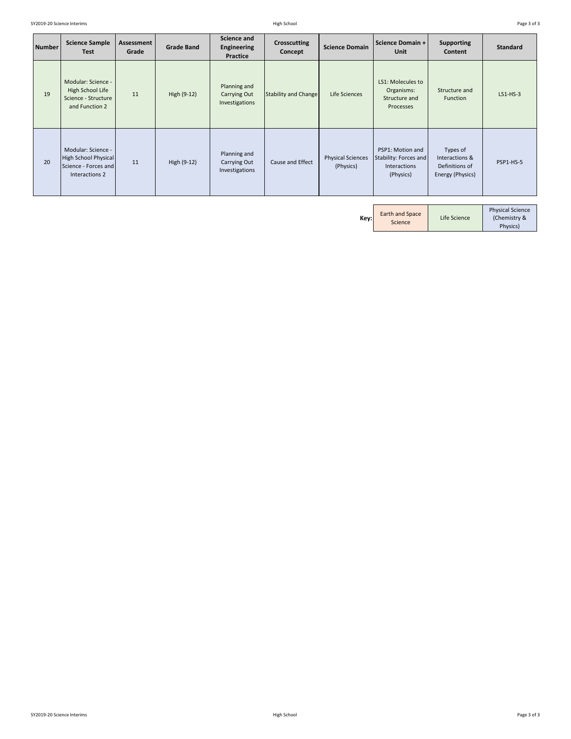| Number | Science Sample Test | Assessment Grade | Grade Band | Science and Engineering Practice | Crosscutting Concept | Science Domain | Science Domain + Unit | Supporting Content | Standard |
|---|---|---|---|---|---|---|---|---|---|
| 19 | Modular: Science - High School Life Science - Structure and Function 2 | 11 | High (9-12) | Planning and Carrying Out Investigations | Stability and Change | Life Sciences | LS1: Molecules to Organisms: Structure and Processes | Structure and Function | LS1-HS-3 |
| 20 | Modular: Science - High School Physical Science - Forces and Interactions 2 | 11 | High (9-12) | Planning and Carrying Out Investigations | Cause and Effect | Physical Sciences (Physics) | PSP1: Motion and Stability: Forces and Interactions (Physics) | Types of Interactions & Definitions of Energy (Physics) | PSP1-HS-5 |

| Key: | | | |
|---|---|---|---|
| | Earth and Space Science | Life Science | Physical Science (Chemistry & Physics) |